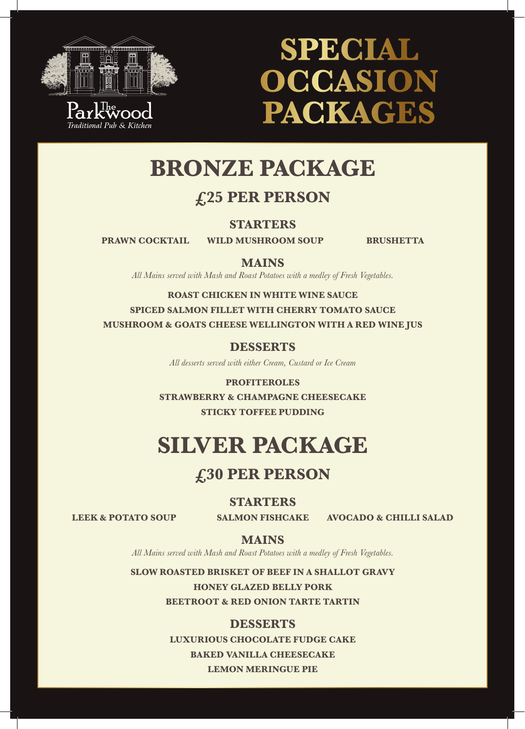The Parkwood
*Traditional Pub & Kitchen*

# SPECIAL OCCASION PACKAGES

## BRONZE PACKAGE

### £25 PER PERSON

#### STARTERS

**PRAWN COCKTAIL** — **WILD MUSHROOM SOUP** — **BRUSHETTA**

#### MAINS

*All Mains served with Mash and Roast Potatoes with a medley of Fresh Vegetables.*

**ROAST CHICKEN IN WHITE WINE SAUCE**

**SPICED SALMON FILLET WITH CHERRY TOMATO SAUCE**

**MUSHROOM & GOATS CHEESE WELLINGTON WITH A RED WINE JUS**

#### DESSERTS

*All desserts served with either Cream, Custard or Ice Cream*

**PROFITEROLES**

**STRAWBERRY & CHAMPAGNE CHEESECAKE**

**STICKY TOFFEE PUDDING**

## SILVER PACKAGE

### £30 PER PERSON

#### STARTERS

**LEEK & POTATO SOUP** — **SALMON FISHCAKE** — **AVOCADO & CHILLI SALAD**

#### MAINS

*All Mains served with Mash and Roast Potatoes with a medley of Fresh Vegetables.*

**SLOW ROASTED BRISKET OF BEEF IN A SHALLOT GRAVY**

**HONEY GLAZED BELLY PORK**

**BEETROOT & RED ONION TARTE TARTIN**

#### DESSERTS

**LUXURIOUS CHOCOLATE FUDGE CAKE**

**BAKED VANILLA CHEESECAKE**

**LEMON MERINGUE PIE**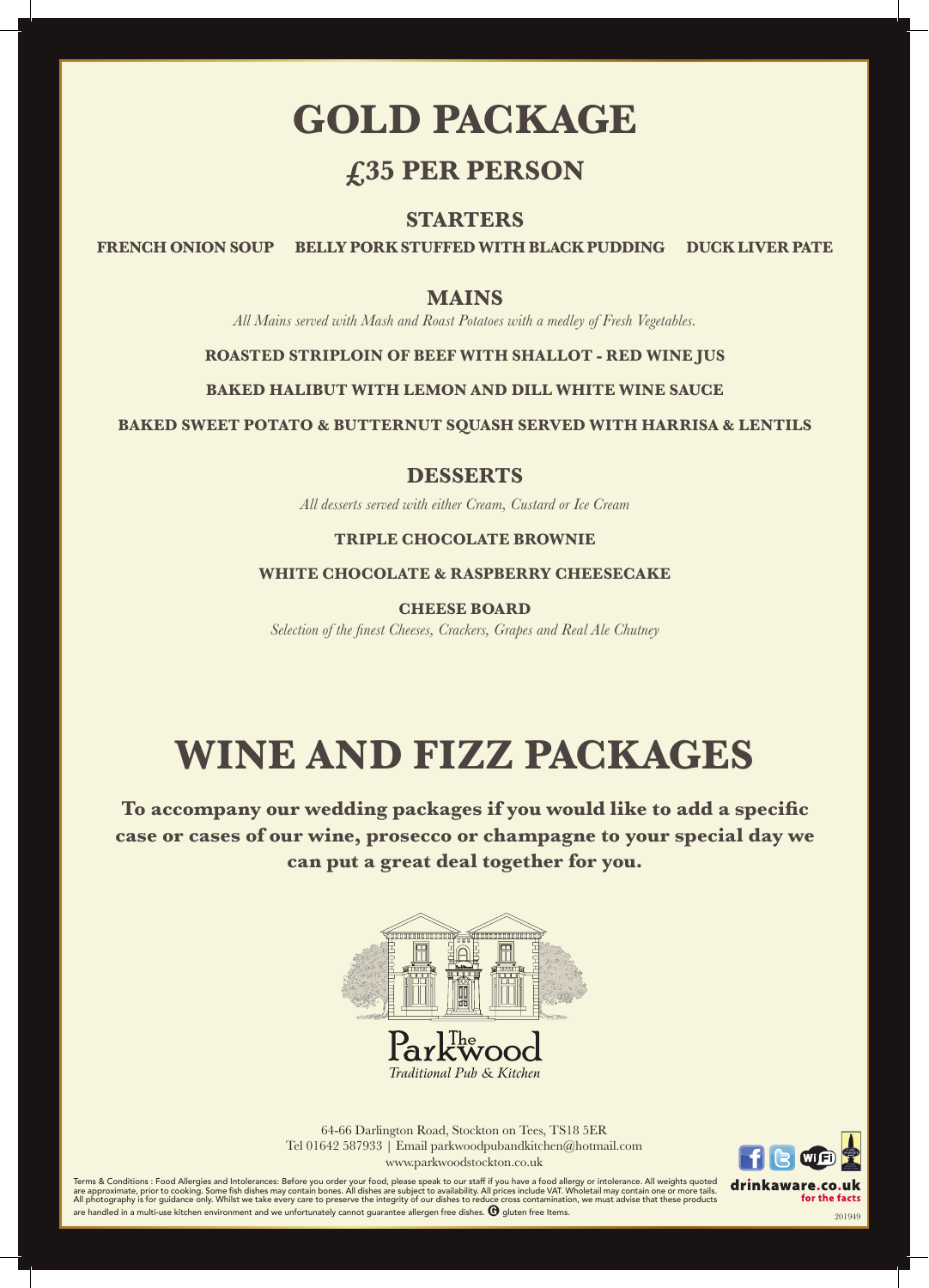# GOLD PACKAGE

## £35 PER PERSON

### STARTERS

**FRENCH ONION SOUP** **BELLY PORK STUFFED WITH BLACK PUDDING** **DUCK LIVER PATE**

### MAINS

*All Mains served with Mash and Roast Potatoes with a medley of Fresh Vegetables.*

**ROASTED STRIPLOIN OF BEEF WITH SHALLOT - RED WINE JUS**

**BAKED HALIBUT WITH LEMON AND DILL WHITE WINE SAUCE**

**BAKED SWEET POTATO & BUTTERNUT SQUASH SERVED WITH HARRISA & LENTILS**

### DESSERTS

*All desserts served with either Cream, Custard or Ice Cream*

**TRIPLE CHOCOLATE BROWNIE**

**WHITE CHOCOLATE & RASPBERRY CHEESECAKE**

**CHEESE BOARD**

*Selection of the finest Cheeses, Crackers, Grapes and Real Ale Chutney*

# WINE AND FIZZ PACKAGES

**To accompany our wedding packages if you would like to add a specific case or cases of our wine, prosecco or champagne to your special day we can put a great deal together for you.**

The Parkwood
*Traditional Pub & Kitchen*

64-66 Darlington Road, Stockton on Tees, TS18 5ER
Tel 01642 587933 | Email parkwoodpubandkitchen@hotmail.com
www.parkwoodstockton.co.uk

Terms & Conditions : Food Allergies and Intolerances: Before you order your food, please speak to our staff if you have a food allergy or intolerance. All weights quoted are approximate, prior to cooking. Some fish dishes may contain bones. All dishes are subject to availability. All prices include VAT. Wholetail may contain one or more tails. All photography is for guidance only. Whilst we take every care to preserve the integrity of our dishes to reduce cross contamination, we must advise that these products are handled in a multi-use kitchen environment and we unfortunately cannot guarantee allergen free dishes. Ⓖ gluten free Items.

drinkaware.co.uk for the facts

201949